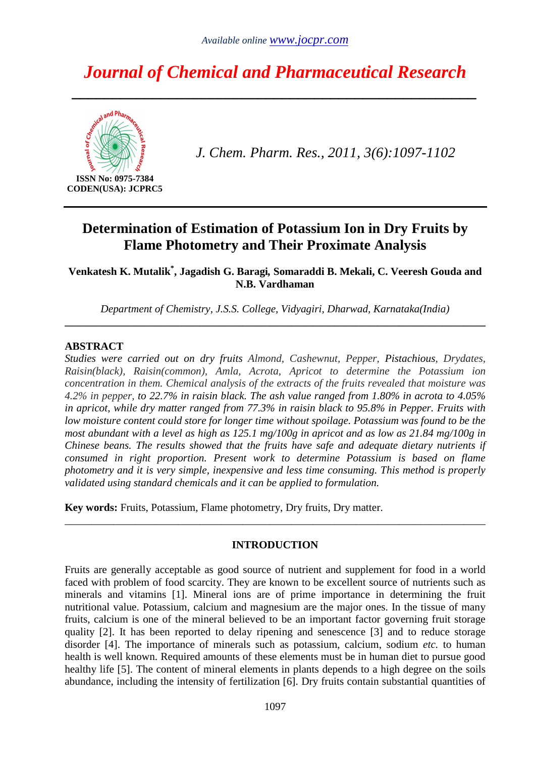# Journal of Chemical and Pharmaceutical Research

ISSN No: 0975-7384
CODEN(USA): JCPRC5

*J. Chem. Pharm. Res., 2011, 3(6):1097-1102*

## Determination of Estimation of Potassium Ion in Dry Fruits by Flame Photometry and Their Proximate Analysis

**Venkatesh K. Mutalik*, Jagadish G. Baragi, Somaraddi B. Mekali, C. Veeresh Gouda and N.B. Vardhaman**

*Department of Chemistry, J.S.S. College, Vidyagiri, Dharwad, Karnataka(India)*

---

## ABSTRACT

*Studies were carried out on dry fruits Almond, Cashewnut, Pepper, Pistachious, Drydates, Raisin(black), Raisin(common), Amla, Acrota, Apricot to determine the Potassium ion concentration in them. Chemical analysis of the extracts of the fruits revealed that moisture was 4.2% in pepper, to 22.7% in raisin black. The ash value ranged from 1.80% in acrota to 4.05% in apricot, while dry matter ranged from 77.3% in raisin black to 95.8% in Pepper. Fruits with low moisture content could store for longer time without spoilage. Potassium was found to be the most abundant with a level as high as 125.1 mg/100g in apricot and as low as 21.84 mg/100g in Chinese beans. The results showed that the fruits have safe and adequate dietary nutrients if consumed in right proportion. Present work to determine Potassium is based on flame photometry and it is very simple, inexpensive and less time consuming. This method is properly validated using standard chemicals and it can be applied to formulation.*

**Key words:** Fruits, Potassium, Flame photometry, Dry fruits, Dry matter.

---

## INTRODUCTION

Fruits are generally acceptable as good source of nutrient and supplement for food in a world faced with problem of food scarcity. They are known to be excellent source of nutrients such as minerals and vitamins [1]. Mineral ions are of prime importance in determining the fruit nutritional value. Potassium, calcium and magnesium are the major ones. In the tissue of many fruits, calcium is one of the mineral believed to be an important factor governing fruit storage quality [2]. It has been reported to delay ripening and senescence [3] and to reduce storage disorder [4]. The importance of minerals such as potassium, calcium, sodium *etc.* to human health is well known. Required amounts of these elements must be in human diet to pursue good healthy life [5]. The content of mineral elements in plants depends to a high degree on the soils abundance, including the intensity of fertilization [6]. Dry fruits contain substantial quantities of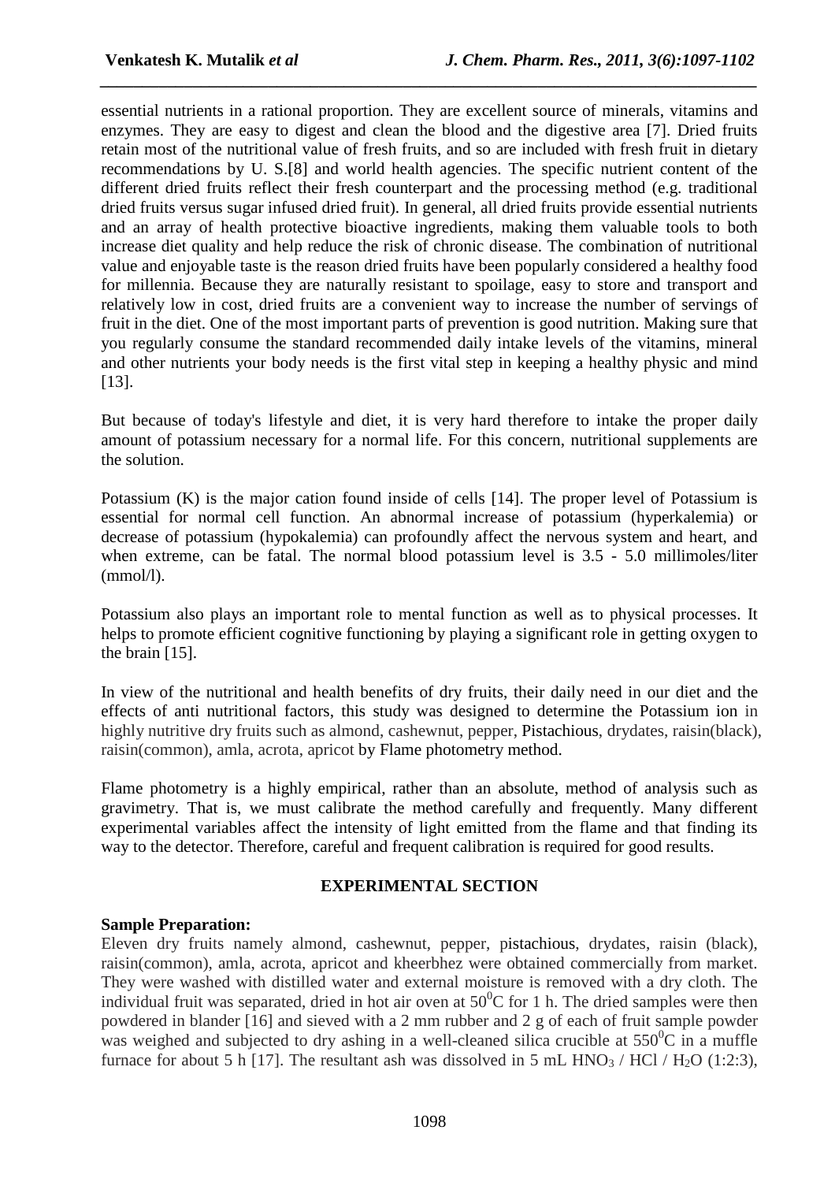essential nutrients in a rational proportion. They are excellent source of minerals, vitamins and enzymes. They are easy to digest and clean the blood and the digestive area [7]. Dried fruits retain most of the nutritional value of fresh fruits, and so are included with fresh fruit in dietary recommendations by U. S.[8] and world health agencies. The specific nutrient content of the different dried fruits reflect their fresh counterpart and the processing method (e.g. traditional dried fruits versus sugar infused dried fruit). In general, all dried fruits provide essential nutrients and an array of health protective bioactive ingredients, making them valuable tools to both increase diet quality and help reduce the risk of chronic disease. The combination of nutritional value and enjoyable taste is the reason dried fruits have been popularly considered a healthy food for millennia. Because they are naturally resistant to spoilage, easy to store and transport and relatively low in cost, dried fruits are a convenient way to increase the number of servings of fruit in the diet. One of the most important parts of prevention is good nutrition. Making sure that you regularly consume the standard recommended daily intake levels of the vitamins, mineral and other nutrients your body needs is the first vital step in keeping a healthy physic and mind [13].

But because of today's lifestyle and diet, it is very hard therefore to intake the proper daily amount of potassium necessary for a normal life. For this concern, nutritional supplements are the solution.

Potassium (K) is the major cation found inside of cells [14]. The proper level of Potassium is essential for normal cell function. An abnormal increase of potassium (hyperkalemia) or decrease of potassium (hypokalemia) can profoundly affect the nervous system and heart, and when extreme, can be fatal. The normal blood potassium level is 3.5 - 5.0 millimoles/liter (mmol/l).

Potassium also plays an important role to mental function as well as to physical processes. It helps to promote efficient cognitive functioning by playing a significant role in getting oxygen to the brain [15].

In view of the nutritional and health benefits of dry fruits, their daily need in our diet and the effects of anti nutritional factors, this study was designed to determine the Potassium ion in highly nutritive dry fruits such as almond, cashewnut, pepper, Pistachious, drydates, raisin(black), raisin(common), amla, acrota, apricot by Flame photometry method.

Flame photometry is a highly empirical, rather than an absolute, method of analysis such as gravimetry. That is, we must calibrate the method carefully and frequently. Many different experimental variables affect the intensity of light emitted from the flame and that finding its way to the detector. Therefore, careful and frequent calibration is required for good results.

## EXPERIMENTAL SECTION

**Sample Preparation:**

Eleven dry fruits namely almond, cashewnut, pepper, pistachious, drydates, raisin (black), raisin(common), amla, acrota, apricot and kheerbhez were obtained commercially from market. They were washed with distilled water and external moisture is removed with a dry cloth. The individual fruit was separated, dried in hot air oven at $50^0$C for 1 h. The dried samples were then powdered in blander [16] and sieved with a 2 mm rubber and 2 g of each of fruit sample powder was weighed and subjected to dry ashing in a well-cleaned silica crucible at $550^0$C in a muffle furnace for about 5 h [17]. The resultant ash was dissolved in 5 mL $HNO_3$ / HCl / $H_2O$ (1:2:3),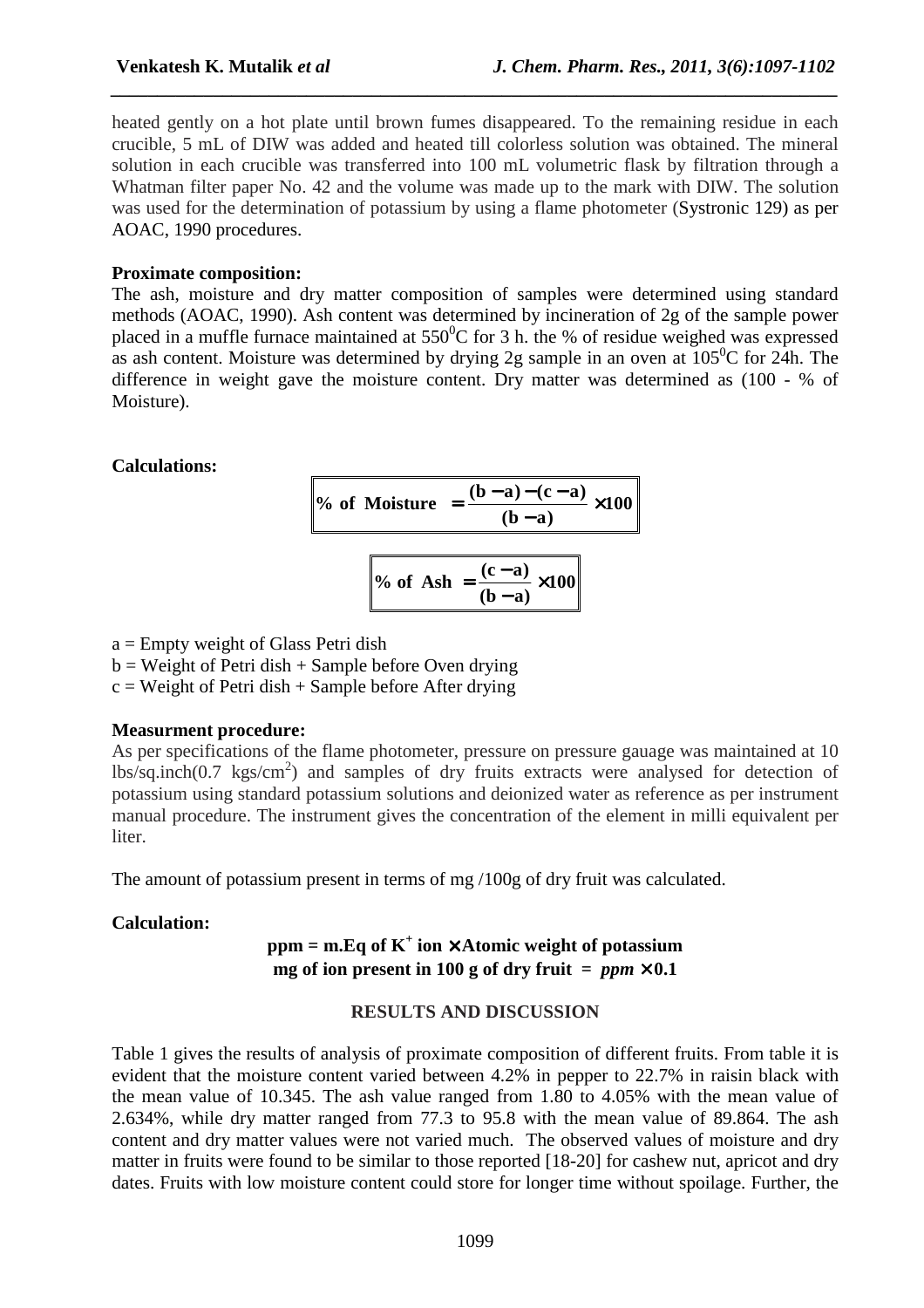heated gently on a hot plate until brown fumes disappeared. To the remaining residue in each crucible, 5 mL of DIW was added and heated till colorless solution was obtained. The mineral solution in each crucible was transferred into 100 mL volumetric flask by filtration through a Whatman filter paper No. 42 and the volume was made up to the mark with DIW. The solution was used for the determination of potassium by using a flame photometer (Systronic 129) as per AOAC, 1990 procedures.

**Proximate composition:**
The ash, moisture and dry matter composition of samples were determined using standard methods (AOAC, 1990). Ash content was determined by incineration of 2g of the sample power placed in a muffle furnace maintained at $550^0$C for 3 h. the % of residue weighed was expressed as ash content. Moisture was determined by drying 2g sample in an oven at $105^0$C for 24h. The difference in weight gave the moisture content. Dry matter was determined as (100 - % of Moisture).

**Calculations:**

$$\textbf{\% of Moisture} = \frac{(b - a) - (c - a)}{(b - a)} \times 100$$

$$\textbf{\% of Ash} = \frac{(c - a)}{(b - a)} \times 100$$

a = Empty weight of Glass Petri dish
b = Weight of Petri dish + Sample before Oven drying
c = Weight of Petri dish + Sample before After drying

**Measurment procedure:**
As per specifications of the flame photometer, pressure on pressure gauage was maintained at 10 lbs/sq.inch(0.7 kgs/$cm^2$) and samples of dry fruits extracts were analysed for detection of potassium using standard potassium solutions and deionized water as reference as per instrument manual procedure. The instrument gives the concentration of the element in milli equivalent per liter.

The amount of potassium present in terms of mg /100g of dry fruit was calculated.

**Calculation:**

$$\textbf{ppm = m.Eq of } K^+ \textbf{ ion} \times \textbf{Atomic weight of potassium}$$

$$\textbf{mg of ion present in 100 g of dry fruit} = ppm \times 0.1$$

## RESULTS AND DISCUSSION

Table 1 gives the results of analysis of proximate composition of different fruits. From table it is evident that the moisture content varied between 4.2% in pepper to 22.7% in raisin black with the mean value of 10.345. The ash value ranged from 1.80 to 4.05% with the mean value of 2.634%, while dry matter ranged from 77.3 to 95.8 with the mean value of 89.864. The ash content and dry matter values were not varied much. The observed values of moisture and dry matter in fruits were found to be similar to those reported [18-20] for cashew nut, apricot and dry dates. Fruits with low moisture content could store for longer time without spoilage. Further, the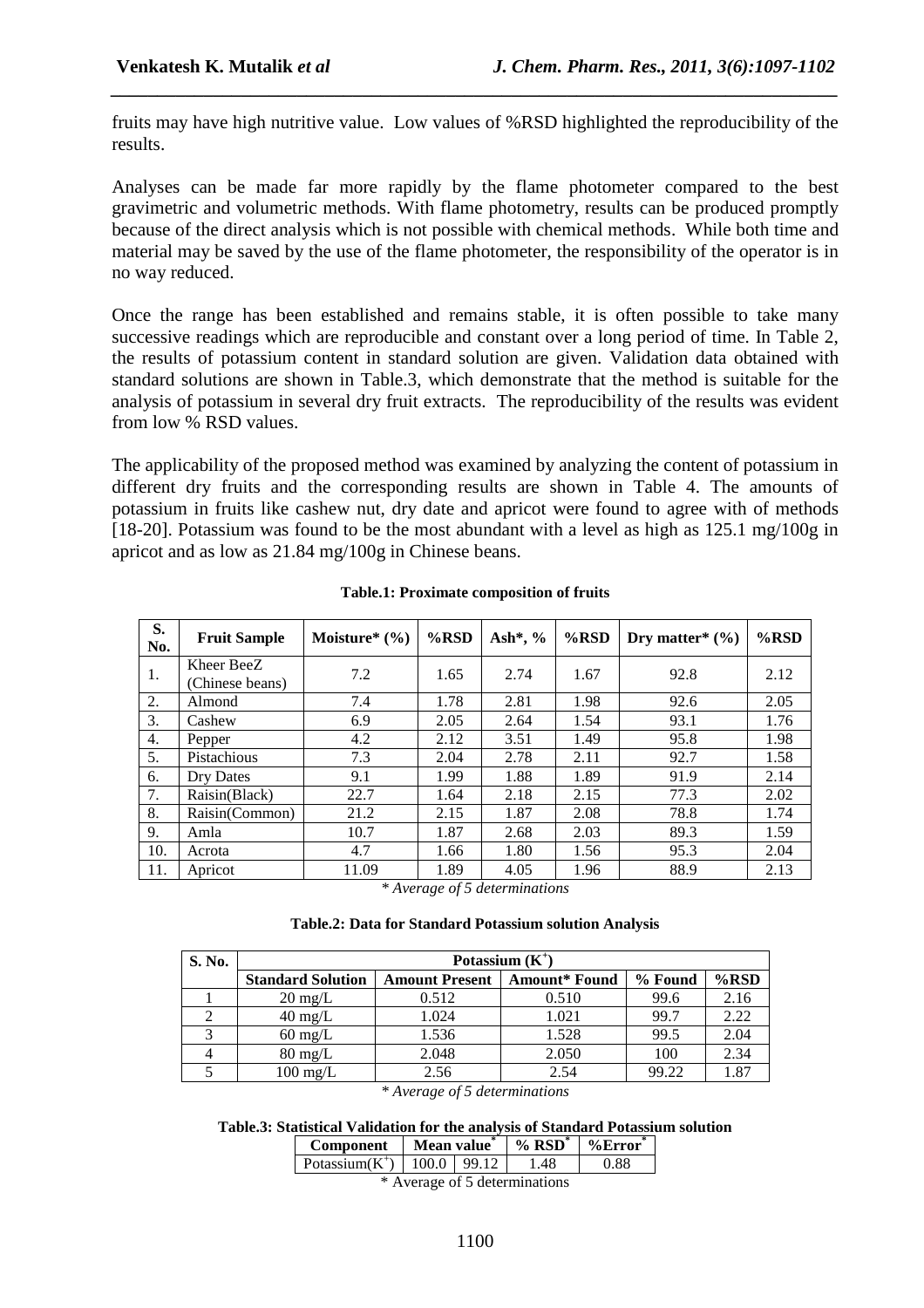fruits may have high nutritive value. Low values of %RSD highlighted the reproducibility of the results.

Analyses can be made far more rapidly by the flame photometer compared to the best gravimetric and volumetric methods. With flame photometry, results can be produced promptly because of the direct analysis which is not possible with chemical methods. While both time and material may be saved by the use of the flame photometer, the responsibility of the operator is in no way reduced.

Once the range has been established and remains stable, it is often possible to take many successive readings which are reproducible and constant over a long period of time. In Table 2, the results of potassium content in standard solution are given. Validation data obtained with standard solutions are shown in Table.3, which demonstrate that the method is suitable for the analysis of potassium in several dry fruit extracts. The reproducibility of the results was evident from low % RSD values.

The applicability of the proposed method was examined by analyzing the content of potassium in different dry fruits and the corresponding results are shown in Table 4. The amounts of potassium in fruits like cashew nut, dry date and apricot were found to agree with of methods [18-20]. Potassium was found to be the most abundant with a level as high as 125.1 mg/100g in apricot and as low as 21.84 mg/100g in Chinese beans.

**Table.1: Proximate composition of fruits**

| S. No. | Fruit Sample | Moisture* (%) | %RSD | Ash*, % | %RSD | Dry matter* (%) | %RSD |
|---|---|---|---|---|---|---|---|
| 1. | Kheer BeeZ (Chinese beans) | 7.2 | 1.65 | 2.74 | 1.67 | 92.8 | 2.12 |
| 2. | Almond | 7.4 | 1.78 | 2.81 | 1.98 | 92.6 | 2.05 |
| 3. | Cashew | 6.9 | 2.05 | 2.64 | 1.54 | 93.1 | 1.76 |
| 4. | Pepper | 4.2 | 2.12 | 3.51 | 1.49 | 95.8 | 1.98 |
| 5. | Pistachious | 7.3 | 2.04 | 2.78 | 2.11 | 92.7 | 1.58 |
| 6. | Dry Dates | 9.1 | 1.99 | 1.88 | 1.89 | 91.9 | 2.14 |
| 7. | Raisin(Black) | 22.7 | 1.64 | 2.18 | 2.15 | 77.3 | 2.02 |
| 8. | Raisin(Common) | 21.2 | 2.15 | 1.87 | 2.08 | 78.8 | 1.74 |
| 9. | Amla | 10.7 | 1.87 | 2.68 | 2.03 | 89.3 | 1.59 |
| 10. | Acrota | 4.7 | 1.66 | 1.80 | 1.56 | 95.3 | 2.04 |
| 11. | Apricot | 11.09 | 1.89 | 4.05 | 1.96 | 88.9 | 2.13 |

*\* Average of 5 determinations*

**Table.2: Data for Standard Potassium solution Analysis**

| S. No. | Potassium ($K^+$) | | | | |
|---|---|---|---|---|---|
| | Standard Solution | Amount Present | Amount* Found | % Found | %RSD |
| 1 | 20 mg/L | 0.512 | 0.510 | 99.6 | 2.16 |
| 2 | 40 mg/L | 1.024 | 1.021 | 99.7 | 2.22 |
| 3 | 60 mg/L | 1.536 | 1.528 | 99.5 | 2.04 |
| 4 | 80 mg/L | 2.048 | 2.050 | 100 | 2.34 |
| 5 | 100 mg/L | 2.56 | 2.54 | 99.22 | 1.87 |

*\* Average of 5 determinations*

**Table.3: Statistical Validation for the analysis of Standard Potassium solution**

| Component | Mean value* | | % RSD* | %Error* |
|---|---|---|---|---|
| Potassium($K^+$) | 100.0 | 99.12 | 1.48 | 0.88 |

\* Average of 5 determinations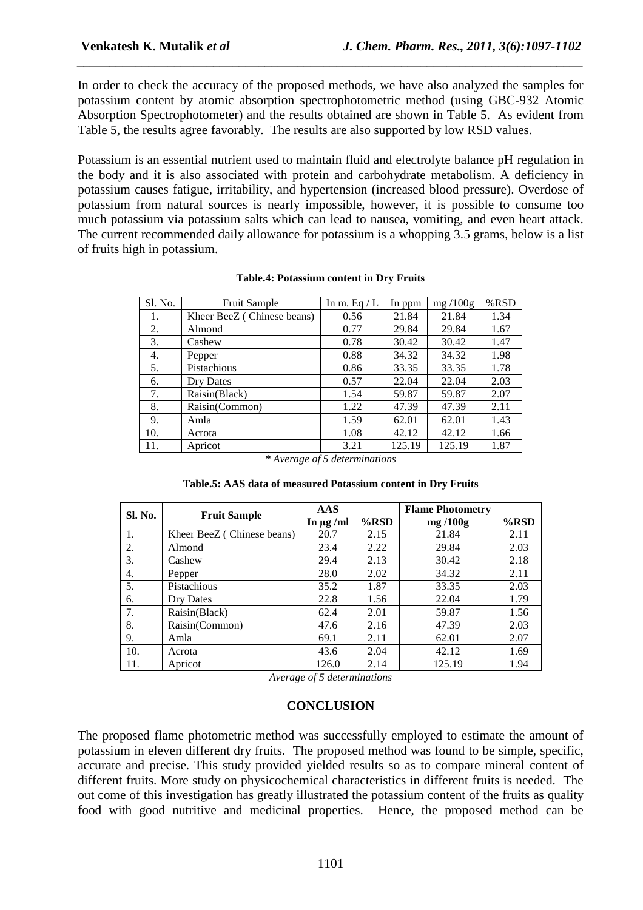In order to check the accuracy of the proposed methods, we have also analyzed the samples for potassium content by atomic absorption spectrophotometric method (using GBC-932 Atomic Absorption Spectrophotometer) and the results obtained are shown in Table 5. As evident from Table 5, the results agree favorably. The results are also supported by low RSD values.

Potassium is an essential nutrient used to maintain fluid and electrolyte balance pH regulation in the body and it is also associated with protein and carbohydrate metabolism. A deficiency in potassium causes fatigue, irritability, and hypertension (increased blood pressure). Overdose of potassium from natural sources is nearly impossible, however, it is possible to consume too much potassium via potassium salts which can lead to nausea, vomiting, and even heart attack. The current recommended daily allowance for potassium is a whopping 3.5 grams, below is a list of fruits high in potassium.

**Table.4: Potassium content in Dry Fruits**

| Sl. No. | Fruit Sample | In m. Eq / L | In ppm | mg /100g | %RSD |
|---|---|---|---|---|---|
| 1. | Kheer BeeZ ( Chinese beans) | 0.56 | 21.84 | 21.84 | 1.34 |
| 2. | Almond | 0.77 | 29.84 | 29.84 | 1.67 |
| 3. | Cashew | 0.78 | 30.42 | 30.42 | 1.47 |
| 4. | Pepper | 0.88 | 34.32 | 34.32 | 1.98 |
| 5. | Pistachious | 0.86 | 33.35 | 33.35 | 1.78 |
| 6. | Dry Dates | 0.57 | 22.04 | 22.04 | 2.03 |
| 7. | Raisin(Black) | 1.54 | 59.87 | 59.87 | 2.07 |
| 8. | Raisin(Common) | 1.22 | 47.39 | 47.39 | 2.11 |
| 9. | Amla | 1.59 | 62.01 | 62.01 | 1.43 |
| 10. | Acrota | 1.08 | 42.12 | 42.12 | 1.66 |
| 11. | Apricot | 3.21 | 125.19 | 125.19 | 1.87 |

*\* Average of 5 determinations*

**Table.5: AAS data of measured Potassium content in Dry Fruits**

| Sl. No. | Fruit Sample | AAS In μg /ml | %RSD | Flame Photometry mg /100g | %RSD |
|---|---|---|---|---|---|
| 1. | Kheer BeeZ ( Chinese beans) | 20.7 | 2.15 | 21.84 | 2.11 |
| 2. | Almond | 23.4 | 2.22 | 29.84 | 2.03 |
| 3. | Cashew | 29.4 | 2.13 | 30.42 | 2.18 |
| 4. | Pepper | 28.0 | 2.02 | 34.32 | 2.11 |
| 5. | Pistachious | 35.2 | 1.87 | 33.35 | 2.03 |
| 6. | Dry Dates | 22.8 | 1.56 | 22.04 | 1.79 |
| 7. | Raisin(Black) | 62.4 | 2.01 | 59.87 | 1.56 |
| 8. | Raisin(Common) | 47.6 | 2.16 | 47.39 | 2.03 |
| 9. | Amla | 69.1 | 2.11 | 62.01 | 2.07 |
| 10. | Acrota | 43.6 | 2.04 | 42.12 | 1.69 |
| 11. | Apricot | 126.0 | 2.14 | 125.19 | 1.94 |

*Average of 5 determinations*

## CONCLUSION

The proposed flame photometric method was successfully employed to estimate the amount of potassium in eleven different dry fruits. The proposed method was found to be simple, specific, accurate and precise. This study provided yielded results so as to compare mineral content of different fruits. More study on physicochemical characteristics in different fruits is needed. The out come of this investigation has greatly illustrated the potassium content of the fruits as quality food with good nutritive and medicinal properties. Hence, the proposed method can be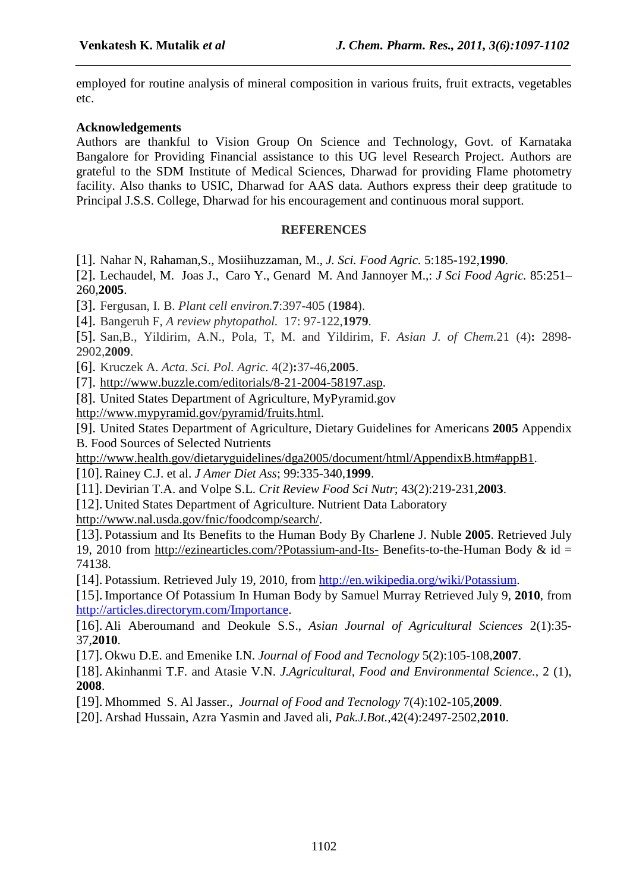employed for routine analysis of mineral composition in various fruits, fruit extracts, vegetables etc.

**Acknowledgements**

Authors are thankful to Vision Group On Science and Technology, Govt. of Karnataka Bangalore for Providing Financial assistance to this UG level Research Project. Authors are grateful to the SDM Institute of Medical Sciences, Dharwad for providing Flame photometry facility. Also thanks to USIC, Dharwad for AAS data. Authors express their deep gratitude to Principal J.S.S. College, Dharwad for his encouragement and continuous moral support.

## REFERENCES

[1]. Nahar N, Rahaman,S., Mosiihuzzaman, M., *J. Sci. Food Agric.* 5:185-192,**1990**.

[2]. Lechaudel, M. Joas J., Caro Y., Genard M. And Jannoyer M.,: *J Sci Food Agric.* 85:251–260,**2005**.

[3]. Fergusan, I. B. *Plant cell environ.***7**:397-405 (**1984**).

[4]. Bangeruh F, *A review phytopathol.* 17: 97-122,**1979**.

[5]. San,B., Yildirim, A.N., Pola, T, M. and Yildirim, F. *Asian J. of Chem.*21 (4)**:** 2898-2902,**2009**.

[6]. Kruczek A. *Acta. Sci. Pol. Agric.* 4(2)**:**37-46,**2005**.

[7]. http://www.buzzle.com/editorials/8-21-2004-58197.asp.

[8]. United States Department of Agriculture, MyPyramid.gov http://www.mypyramid.gov/pyramid/fruits.html.

[9]. United States Department of Agriculture, Dietary Guidelines for Americans **2005** Appendix B. Food Sources of Selected Nutrients http://www.health.gov/dietaryguidelines/dga2005/document/html/AppendixB.htm#appB1.

[10]. Rainey C.J. et al. *J Amer Diet Ass*; 99:335-340,**1999**.

[11]. Devirian T.A. and Volpe S.L. *Crit Review Food Sci Nutr*; 43(2):219-231,**2003**.

[12]. United States Department of Agriculture. Nutrient Data Laboratory http://www.nal.usda.gov/fnic/foodcomp/search/.

[13]. Potassium and Its Benefits to the Human Body By Charlene J. Nuble **2005**. Retrieved July 19, 2010 from http://ezinearticles.com/?Potassium-and-Its- Benefits-to-the-Human Body & id = 74138.

[14]. Potassium. Retrieved July 19, 2010, from http://en.wikipedia.org/wiki/Potassium.

[15]. Importance Of Potassium In Human Body by Samuel Murray Retrieved July 9, **2010**, from http://articles.directorym.com/Importance.

[16]. Ali Aberoumand and Deokule S.S., *Asian Journal of Agricultural Sciences* 2(1):35-37,**2010**.

[17]. Okwu D.E. and Emenike I.N. *Journal of Food and Tecnology* 5(2):105-108,**2007**.

[18]. Akinhanmi T.F. and Atasie V.N. *J.Agricultural, Food and Environmental Science.*, 2 (1), **2008**.

[19]. Mhommed S. Al Jasser., *Journal of Food and Tecnology* 7(4):102-105,**2009**.

[20]. Arshad Hussain, Azra Yasmin and Javed ali, *Pak.J.Bot.*,42(4):2497-2502,**2010**.